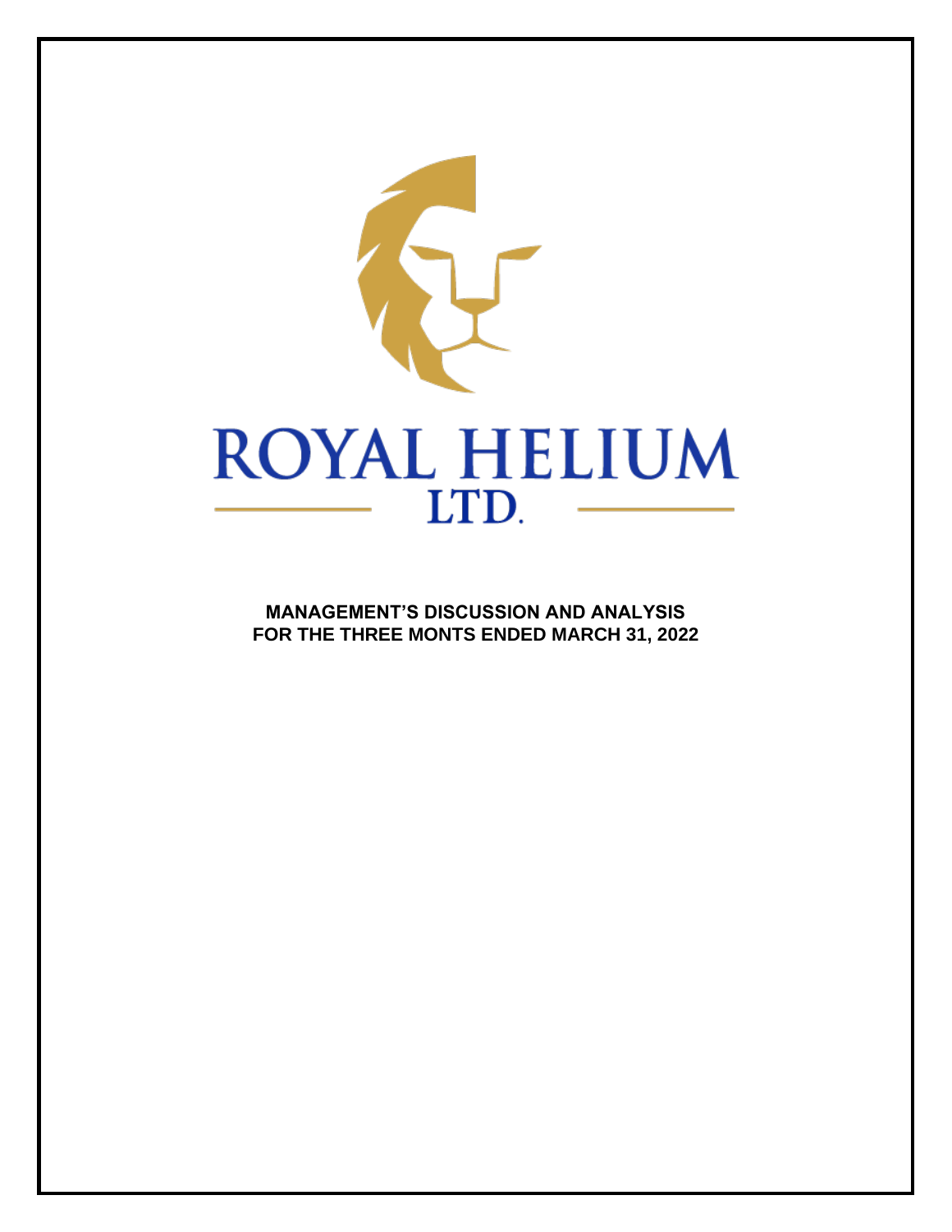# ROYAL HELIUM LTD.

**MANAGEMENT'S DISCUSSION AND ANALYSIS**
**FOR THE THREE MONTS ENDED MARCH 31, 2022**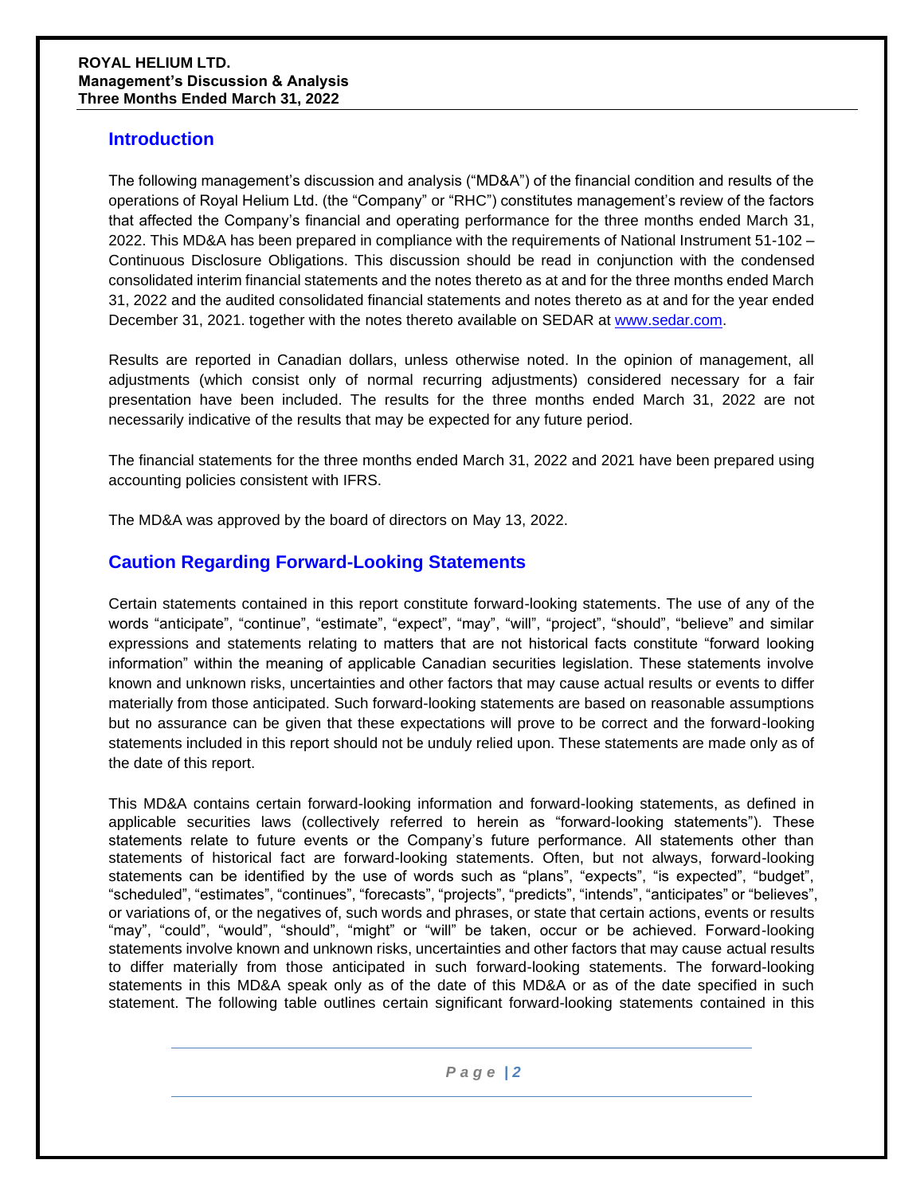## Introduction

The following management's discussion and analysis ("MD&A") of the financial condition and results of the operations of Royal Helium Ltd. (the "Company" or "RHC") constitutes management's review of the factors that affected the Company's financial and operating performance for the three months ended March 31, 2022. This MD&A has been prepared in compliance with the requirements of National Instrument 51-102 – Continuous Disclosure Obligations. This discussion should be read in conjunction with the condensed consolidated interim financial statements and the notes thereto as at and for the three months ended March 31, 2022 and the audited consolidated financial statements and notes thereto as at and for the year ended December 31, 2021. together with the notes thereto available on SEDAR at www.sedar.com.

Results are reported in Canadian dollars, unless otherwise noted. In the opinion of management, all adjustments (which consist only of normal recurring adjustments) considered necessary for a fair presentation have been included. The results for the three months ended March 31, 2022 are not necessarily indicative of the results that may be expected for any future period.

The financial statements for the three months ended March 31, 2022 and 2021 have been prepared using accounting policies consistent with IFRS.

The MD&A was approved by the board of directors on May 13, 2022.

## Caution Regarding Forward-Looking Statements

Certain statements contained in this report constitute forward-looking statements. The use of any of the words "anticipate", "continue", "estimate", "expect", "may", "will", "project", "should", "believe" and similar expressions and statements relating to matters that are not historical facts constitute "forward looking information" within the meaning of applicable Canadian securities legislation. These statements involve known and unknown risks, uncertainties and other factors that may cause actual results or events to differ materially from those anticipated. Such forward-looking statements are based on reasonable assumptions but no assurance can be given that these expectations will prove to be correct and the forward-looking statements included in this report should not be unduly relied upon. These statements are made only as of the date of this report.

This MD&A contains certain forward-looking information and forward-looking statements, as defined in applicable securities laws (collectively referred to herein as "forward-looking statements"). These statements relate to future events or the Company's future performance. All statements other than statements of historical fact are forward-looking statements. Often, but not always, forward-looking statements can be identified by the use of words such as "plans", "expects", "is expected", "budget", "scheduled", "estimates", "continues", "forecasts", "projects", "predicts", "intends", "anticipates" or "believes", or variations of, or the negatives of, such words and phrases, or state that certain actions, events or results "may", "could", "would", "should", "might" or "will" be taken, occur or be achieved. Forward-looking statements involve known and unknown risks, uncertainties and other factors that may cause actual results to differ materially from those anticipated in such forward-looking statements. The forward-looking statements in this MD&A speak only as of the date of this MD&A or as of the date specified in such statement. The following table outlines certain significant forward-looking statements contained in this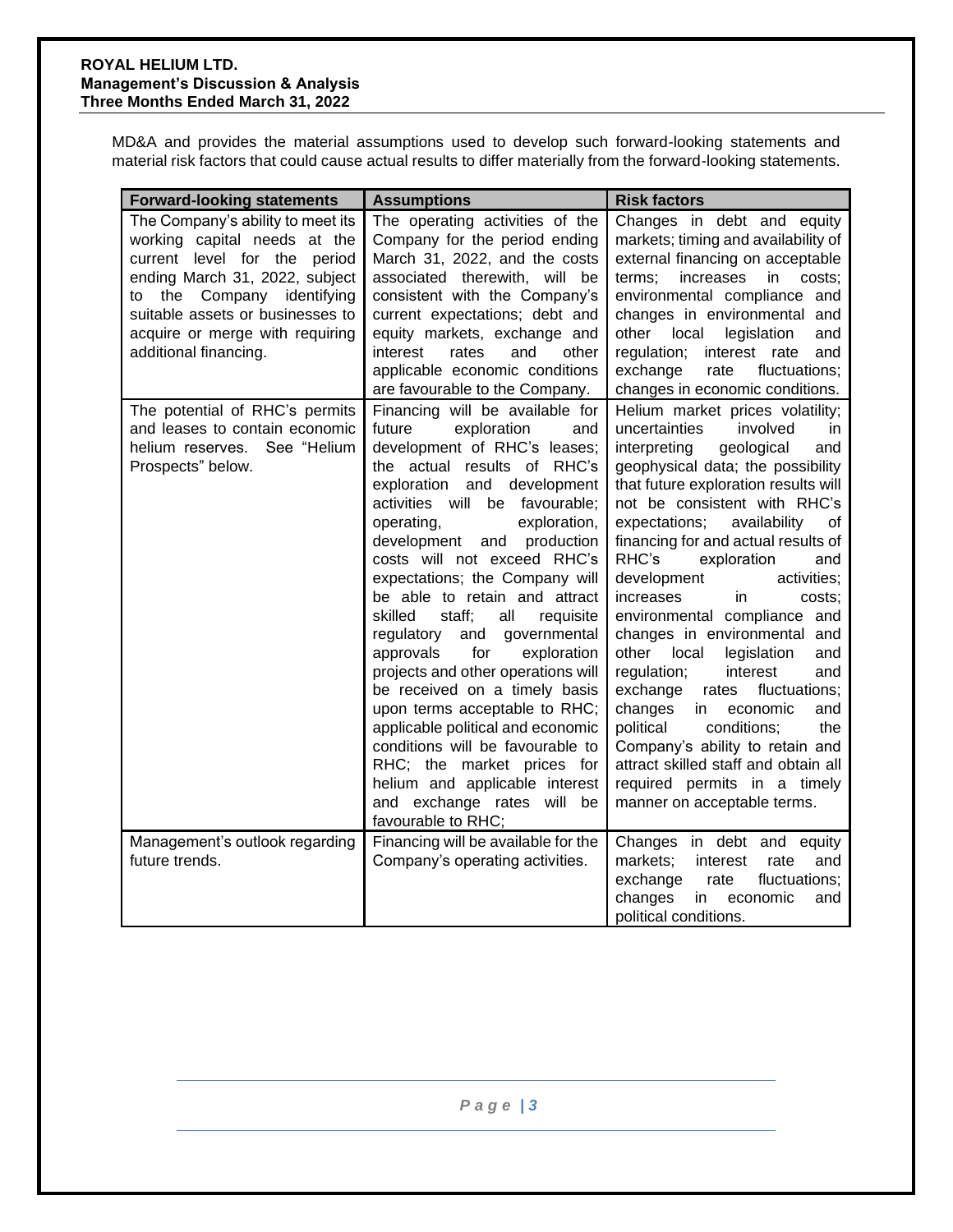MD&A and provides the material assumptions used to develop such forward-looking statements and material risk factors that could cause actual results to differ materially from the forward-looking statements.

| Forward-looking statements | Assumptions | Risk factors |
|---|---|---|
| The Company's ability to meet its working capital needs at the current level for the period ending March 31, 2022, subject to the Company identifying suitable assets or businesses to acquire or merge with requiring additional financing. | The operating activities of the Company for the period ending March 31, 2022, and the costs associated therewith, will be consistent with the Company's current expectations; debt and equity markets, exchange and interest rates and other applicable economic conditions are favourable to the Company. | Changes in debt and equity markets; timing and availability of external financing on acceptable terms; increases in costs; environmental compliance and changes in environmental and other local legislation and regulation; interest rate and exchange rate fluctuations; changes in economic conditions. |
| The potential of RHC's permits and leases to contain economic helium reserves. See "Helium Prospects" below. | Financing will be available for future exploration and development of RHC's leases; the actual results of RHC's exploration and development activities will be favourable; operating, exploration, development and production costs will not exceed RHC's expectations; the Company will be able to retain and attract skilled staff; all requisite regulatory and governmental approvals for exploration projects and other operations will be received on a timely basis upon terms acceptable to RHC; applicable political and economic conditions will be favourable to RHC; the market prices for helium and applicable interest and exchange rates will be favourable to RHC; | Helium market prices volatility; uncertainties involved in interpreting geological and geophysical data; the possibility that future exploration results will not be consistent with RHC's expectations; availability of financing for and actual results of RHC's exploration and development activities; increases in costs; environmental compliance and changes in environmental and other local legislation and regulation; interest and exchange rates fluctuations; changes in economic and political conditions; the Company's ability to retain and attract skilled staff and obtain all required permits in a timely manner on acceptable terms. |
| Management's outlook regarding future trends. | Financing will be available for the Company's operating activities. | Changes in debt and equity markets; interest rate and exchange rate fluctuations; changes in economic and political conditions. |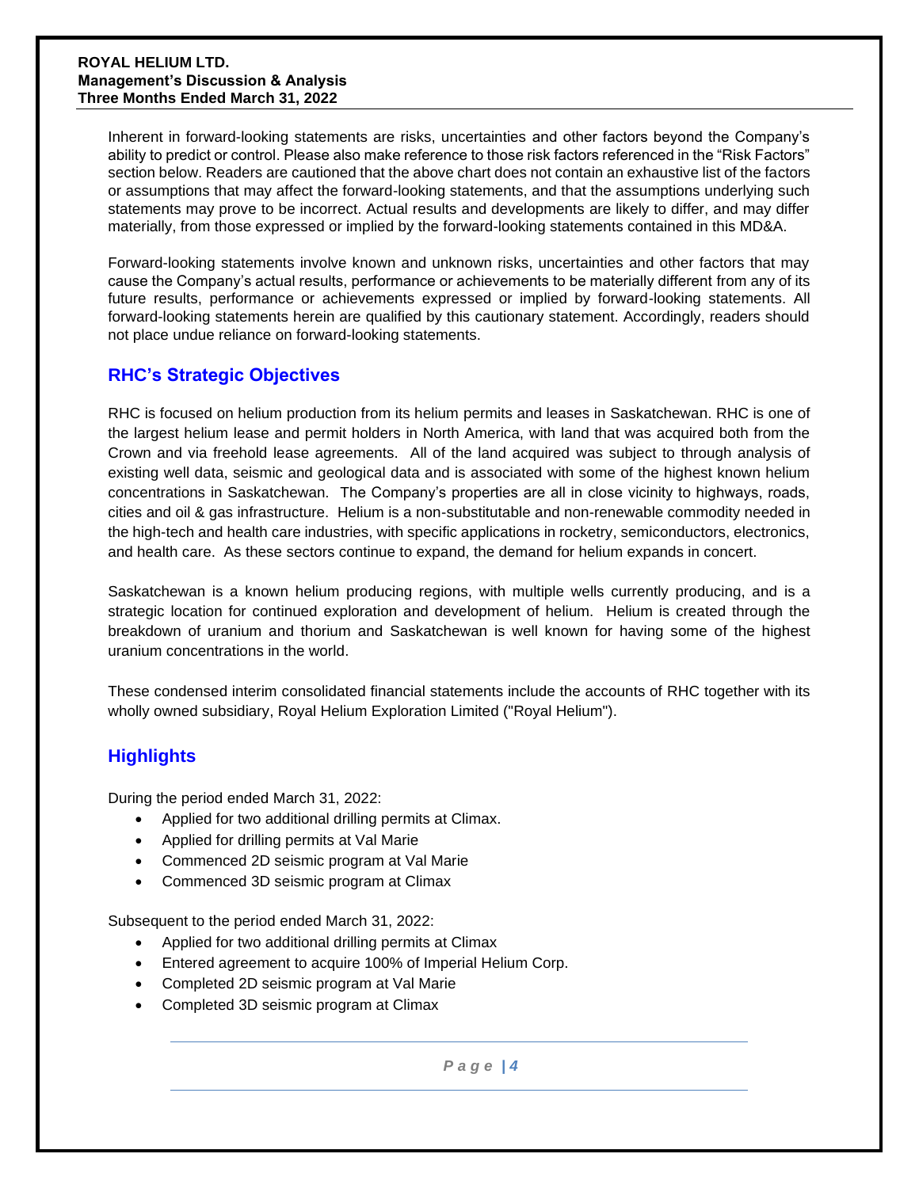Inherent in forward-looking statements are risks, uncertainties and other factors beyond the Company's ability to predict or control. Please also make reference to those risk factors referenced in the "Risk Factors" section below. Readers are cautioned that the above chart does not contain an exhaustive list of the factors or assumptions that may affect the forward-looking statements, and that the assumptions underlying such statements may prove to be incorrect. Actual results and developments are likely to differ, and may differ materially, from those expressed or implied by the forward-looking statements contained in this MD&A.

Forward-looking statements involve known and unknown risks, uncertainties and other factors that may cause the Company's actual results, performance or achievements to be materially different from any of its future results, performance or achievements expressed or implied by forward-looking statements. All forward-looking statements herein are qualified by this cautionary statement. Accordingly, readers should not place undue reliance on forward-looking statements.

## RHC's Strategic Objectives

RHC is focused on helium production from its helium permits and leases in Saskatchewan. RHC is one of the largest helium lease and permit holders in North America, with land that was acquired both from the Crown and via freehold lease agreements. All of the land acquired was subject to through analysis of existing well data, seismic and geological data and is associated with some of the highest known helium concentrations in Saskatchewan. The Company's properties are all in close vicinity to highways, roads, cities and oil & gas infrastructure. Helium is a non-substitutable and non-renewable commodity needed in the high-tech and health care industries, with specific applications in rocketry, semiconductors, electronics, and health care. As these sectors continue to expand, the demand for helium expands in concert.

Saskatchewan is a known helium producing regions, with multiple wells currently producing, and is a strategic location for continued exploration and development of helium. Helium is created through the breakdown of uranium and thorium and Saskatchewan is well known for having some of the highest uranium concentrations in the world.

These condensed interim consolidated financial statements include the accounts of RHC together with its wholly owned subsidiary, Royal Helium Exploration Limited ("Royal Helium").

## Highlights

During the period ended March 31, 2022:

- Applied for two additional drilling permits at Climax.
- Applied for drilling permits at Val Marie
- Commenced 2D seismic program at Val Marie
- Commenced 3D seismic program at Climax

Subsequent to the period ended March 31, 2022:

- Applied for two additional drilling permits at Climax
- Entered agreement to acquire 100% of Imperial Helium Corp.
- Completed 2D seismic program at Val Marie
- Completed 3D seismic program at Climax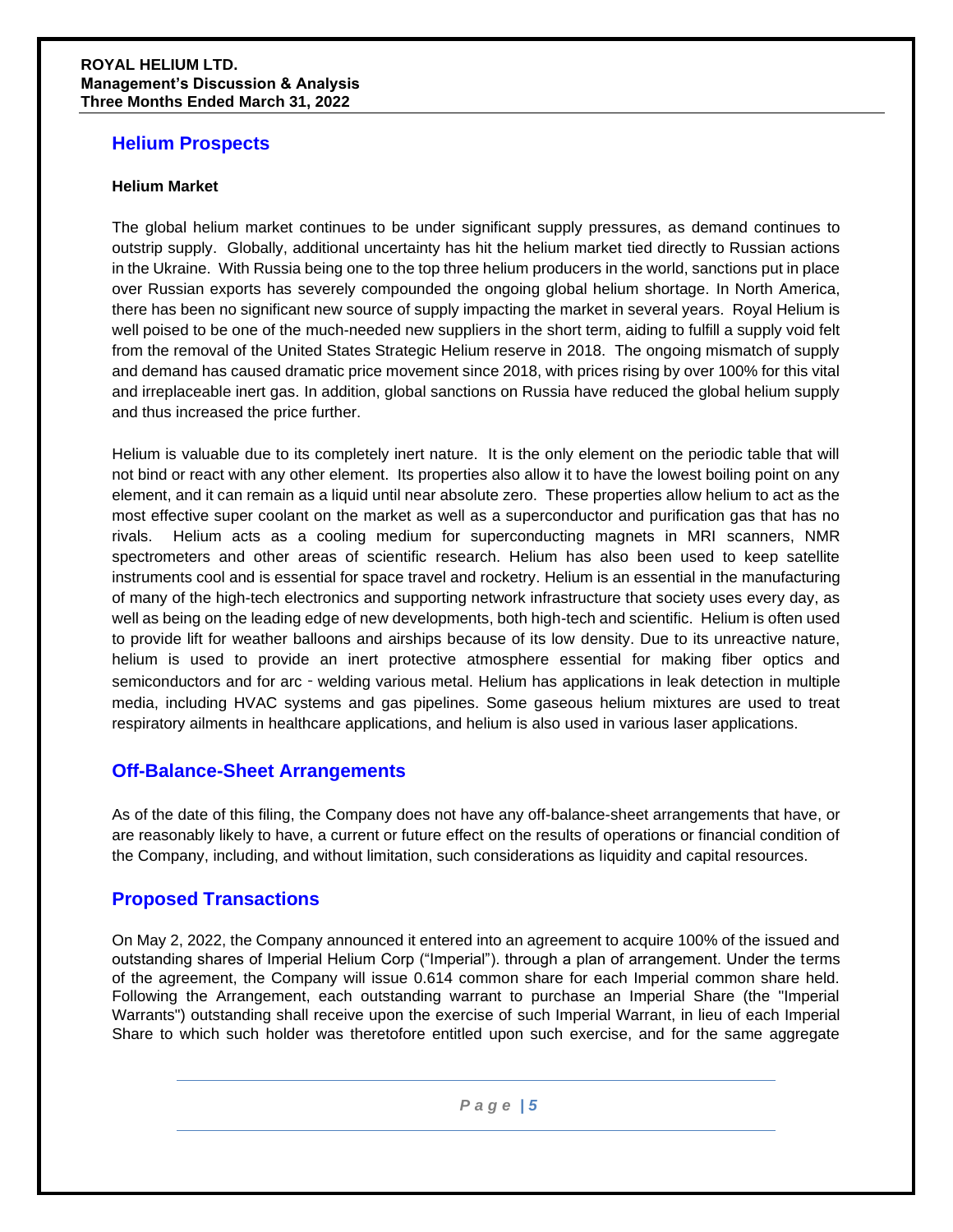## Helium Prospects

### Helium Market

The global helium market continues to be under significant supply pressures, as demand continues to outstrip supply. Globally, additional uncertainty has hit the helium market tied directly to Russian actions in the Ukraine. With Russia being one to the top three helium producers in the world, sanctions put in place over Russian exports has severely compounded the ongoing global helium shortage. In North America, there has been no significant new source of supply impacting the market in several years. Royal Helium is well poised to be one of the much-needed new suppliers in the short term, aiding to fulfill a supply void felt from the removal of the United States Strategic Helium reserve in 2018. The ongoing mismatch of supply and demand has caused dramatic price movement since 2018, with prices rising by over 100% for this vital and irreplaceable inert gas. In addition, global sanctions on Russia have reduced the global helium supply and thus increased the price further.

Helium is valuable due to its completely inert nature. It is the only element on the periodic table that will not bind or react with any other element. Its properties also allow it to have the lowest boiling point on any element, and it can remain as a liquid until near absolute zero. These properties allow helium to act as the most effective super coolant on the market as well as a superconductor and purification gas that has no rivals. Helium acts as a cooling medium for superconducting magnets in MRI scanners, NMR spectrometers and other areas of scientific research. Helium has also been used to keep satellite instruments cool and is essential for space travel and rocketry. Helium is an essential in the manufacturing of many of the high-tech electronics and supporting network infrastructure that society uses every day, as well as being on the leading edge of new developments, both high-tech and scientific. Helium is often used to provide lift for weather balloons and airships because of its low density. Due to its unreactive nature, helium is used to provide an inert protective atmosphere essential for making fiber optics and semiconductors and for arc - welding various metal. Helium has applications in leak detection in multiple media, including HVAC systems and gas pipelines. Some gaseous helium mixtures are used to treat respiratory ailments in healthcare applications, and helium is also used in various laser applications.

## Off-Balance-Sheet Arrangements

As of the date of this filing, the Company does not have any off-balance-sheet arrangements that have, or are reasonably likely to have, a current or future effect on the results of operations or financial condition of the Company, including, and without limitation, such considerations as liquidity and capital resources.

## Proposed Transactions

On May 2, 2022, the Company announced it entered into an agreement to acquire 100% of the issued and outstanding shares of Imperial Helium Corp ("Imperial"). through a plan of arrangement. Under the terms of the agreement, the Company will issue 0.614 common share for each Imperial common share held. Following the Arrangement, each outstanding warrant to purchase an Imperial Share (the "Imperial Warrants") outstanding shall receive upon the exercise of such Imperial Warrant, in lieu of each Imperial Share to which such holder was theretofore entitled upon such exercise, and for the same aggregate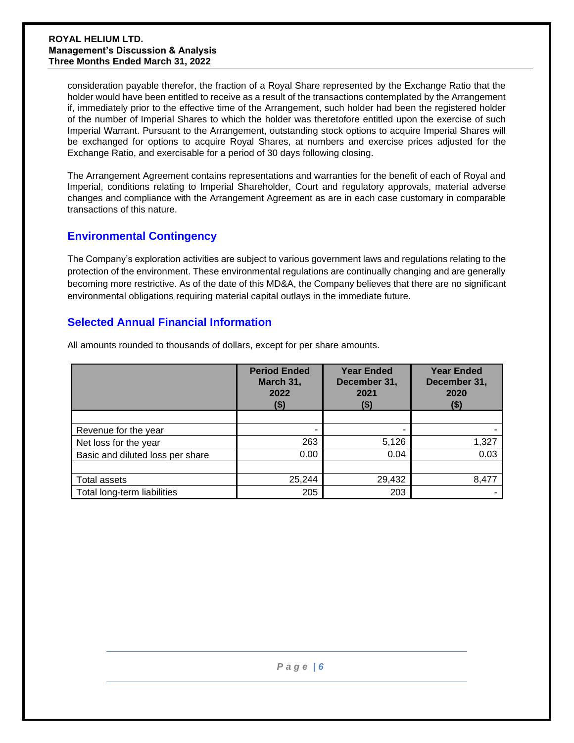consideration payable therefor, the fraction of a Royal Share represented by the Exchange Ratio that the holder would have been entitled to receive as a result of the transactions contemplated by the Arrangement if, immediately prior to the effective time of the Arrangement, such holder had been the registered holder of the number of Imperial Shares to which the holder was theretofore entitled upon the exercise of such Imperial Warrant. Pursuant to the Arrangement, outstanding stock options to acquire Imperial Shares will be exchanged for options to acquire Royal Shares, at numbers and exercise prices adjusted for the Exchange Ratio, and exercisable for a period of 30 days following closing.

The Arrangement Agreement contains representations and warranties for the benefit of each of Royal and Imperial, conditions relating to Imperial Shareholder, Court and regulatory approvals, material adverse changes and compliance with the Arrangement Agreement as are in each case customary in comparable transactions of this nature.

## Environmental Contingency

The Company's exploration activities are subject to various government laws and regulations relating to the protection of the environment. These environmental regulations are continually changing and are generally becoming more restrictive. As of the date of this MD&A, the Company believes that there are no significant environmental obligations requiring material capital outlays in the immediate future.

## Selected Annual Financial Information

All amounts rounded to thousands of dollars, except for per share amounts.

| | Period Ended March 31, 2022 ($) | Year Ended December 31, 2021 ($) | Year Ended December 31, 2020 ($) |
|---|---|---|---|
| | | | |
| Revenue for the year | - | - | - |
| Net loss for the year | 263 | 5,126 | 1,327 |
| Basic and diluted loss per share | 0.00 | 0.04 | 0.03 |
| | | | |
| Total assets | 25,244 | 29,432 | 8,477 |
| Total long-term liabilities | 205 | 203 | - |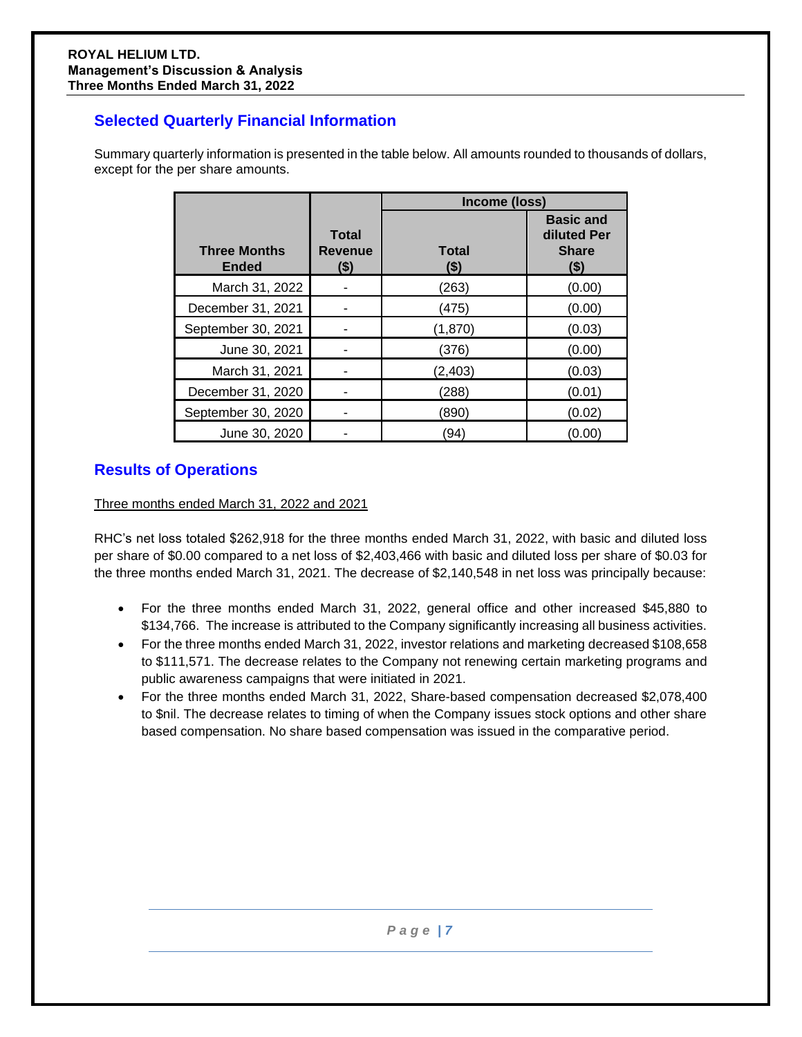## Selected Quarterly Financial Information

Summary quarterly information is presented in the table below. All amounts rounded to thousands of dollars, except for the per share amounts.

| Three Months Ended | Total Revenue ($) | Income (loss) | |
|---|---|---|---|
| | | Total ($) | Basic and diluted Per Share ($) |
| March 31, 2022 | - | (263) | (0.00) |
| December 31, 2021 | - | (475) | (0.00) |
| September 30, 2021 | - | (1,870) | (0.03) |
| June 30, 2021 | - | (376) | (0.00) |
| March 31, 2021 | - | (2,403) | (0.03) |
| December 31, 2020 | - | (288) | (0.01) |
| September 30, 2020 | - | (890) | (0.02) |
| June 30, 2020 | - | (94) | (0.00) |

## Results of Operations

Three months ended March 31, 2022 and 2021

RHC's net loss totaled $262,918 for the three months ended March 31, 2022, with basic and diluted loss per share of $0.00 compared to a net loss of $2,403,466 with basic and diluted loss per share of $0.03 for the three months ended March 31, 2021. The decrease of $2,140,548 in net loss was principally because:

- For the three months ended March 31, 2022, general office and other increased $45,880 to $134,766. The increase is attributed to the Company significantly increasing all business activities.
- For the three months ended March 31, 2022, investor relations and marketing decreased $108,658 to $111,571. The decrease relates to the Company not renewing certain marketing programs and public awareness campaigns that were initiated in 2021.
- For the three months ended March 31, 2022, Share-based compensation decreased $2,078,400 to $nil. The decrease relates to timing of when the Company issues stock options and other share based compensation. No share based compensation was issued in the comparative period.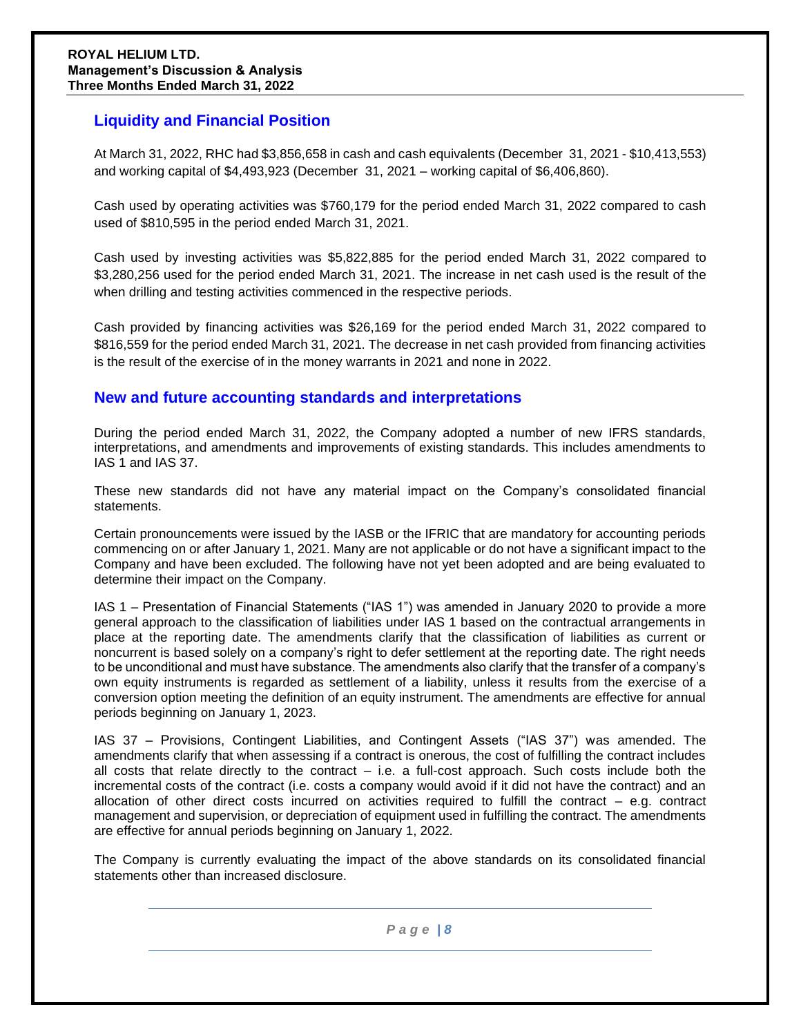## Liquidity and Financial Position

At March 31, 2022, RHC had $3,856,658 in cash and cash equivalents (December 31, 2021 - $10,413,553) and working capital of $4,493,923 (December 31, 2021 – working capital of $6,406,860).

Cash used by operating activities was $760,179 for the period ended March 31, 2022 compared to cash used of $810,595 in the period ended March 31, 2021.

Cash used by investing activities was $5,822,885 for the period ended March 31, 2022 compared to $3,280,256 used for the period ended March 31, 2021. The increase in net cash used is the result of the when drilling and testing activities commenced in the respective periods.

Cash provided by financing activities was $26,169 for the period ended March 31, 2022 compared to $816,559 for the period ended March 31, 2021. The decrease in net cash provided from financing activities is the result of the exercise of in the money warrants in 2021 and none in 2022.

## New and future accounting standards and interpretations

During the period ended March 31, 2022, the Company adopted a number of new IFRS standards, interpretations, and amendments and improvements of existing standards. This includes amendments to IAS 1 and IAS 37.

These new standards did not have any material impact on the Company's consolidated financial statements.

Certain pronouncements were issued by the IASB or the IFRIC that are mandatory for accounting periods commencing on or after January 1, 2021. Many are not applicable or do not have a significant impact to the Company and have been excluded. The following have not yet been adopted and are being evaluated to determine their impact on the Company.

IAS 1 – Presentation of Financial Statements ("IAS 1") was amended in January 2020 to provide a more general approach to the classification of liabilities under IAS 1 based on the contractual arrangements in place at the reporting date. The amendments clarify that the classification of liabilities as current or noncurrent is based solely on a company's right to defer settlement at the reporting date. The right needs to be unconditional and must have substance. The amendments also clarify that the transfer of a company's own equity instruments is regarded as settlement of a liability, unless it results from the exercise of a conversion option meeting the definition of an equity instrument. The amendments are effective for annual periods beginning on January 1, 2023.

IAS 37 – Provisions, Contingent Liabilities, and Contingent Assets ("IAS 37") was amended. The amendments clarify that when assessing if a contract is onerous, the cost of fulfilling the contract includes all costs that relate directly to the contract – i.e. a full-cost approach. Such costs include both the incremental costs of the contract (i.e. costs a company would avoid if it did not have the contract) and an allocation of other direct costs incurred on activities required to fulfill the contract – e.g. contract management and supervision, or depreciation of equipment used in fulfilling the contract. The amendments are effective for annual periods beginning on January 1, 2022.

The Company is currently evaluating the impact of the above standards on its consolidated financial statements other than increased disclosure.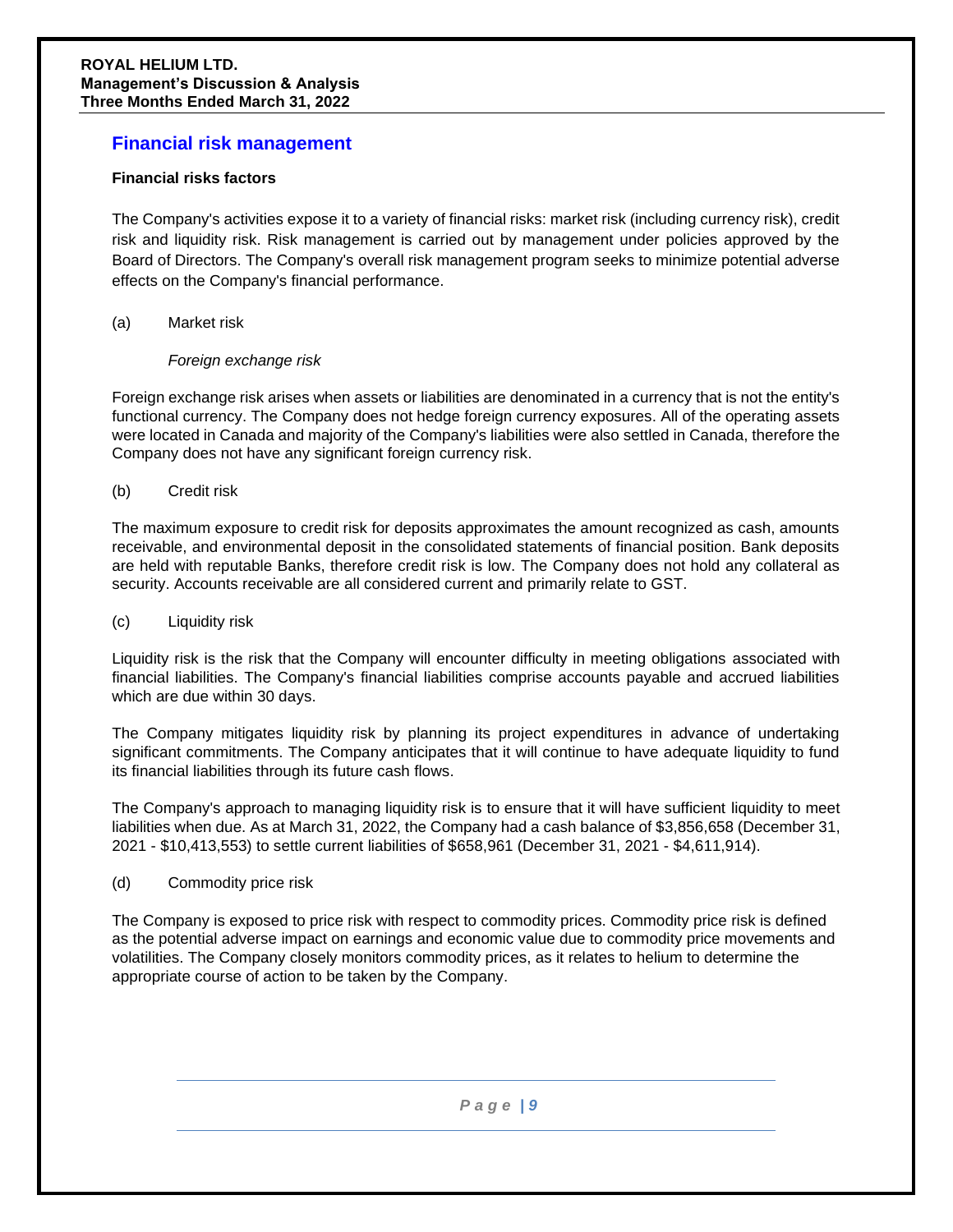## Financial risk management

**Financial risks factors**

The Company's activities expose it to a variety of financial risks: market risk (including currency risk), credit risk and liquidity risk. Risk management is carried out by management under policies approved by the Board of Directors. The Company's overall risk management program seeks to minimize potential adverse effects on the Company's financial performance.

(a) Market risk

*Foreign exchange risk*

Foreign exchange risk arises when assets or liabilities are denominated in a currency that is not the entity's functional currency. The Company does not hedge foreign currency exposures. All of the operating assets were located in Canada and majority of the Company's liabilities were also settled in Canada, therefore the Company does not have any significant foreign currency risk.

(b) Credit risk

The maximum exposure to credit risk for deposits approximates the amount recognized as cash, amounts receivable, and environmental deposit in the consolidated statements of financial position. Bank deposits are held with reputable Banks, therefore credit risk is low. The Company does not hold any collateral as security. Accounts receivable are all considered current and primarily relate to GST.

(c) Liquidity risk

Liquidity risk is the risk that the Company will encounter difficulty in meeting obligations associated with financial liabilities. The Company's financial liabilities comprise accounts payable and accrued liabilities which are due within 30 days.

The Company mitigates liquidity risk by planning its project expenditures in advance of undertaking significant commitments. The Company anticipates that it will continue to have adequate liquidity to fund its financial liabilities through its future cash flows.

The Company's approach to managing liquidity risk is to ensure that it will have sufficient liquidity to meet liabilities when due. As at March 31, 2022, the Company had a cash balance of $3,856,658 (December 31, 2021 - $10,413,553) to settle current liabilities of $658,961 (December 31, 2021 - $4,611,914).

(d) Commodity price risk

The Company is exposed to price risk with respect to commodity prices. Commodity price risk is defined as the potential adverse impact on earnings and economic value due to commodity price movements and volatilities. The Company closely monitors commodity prices, as it relates to helium to determine the appropriate course of action to be taken by the Company.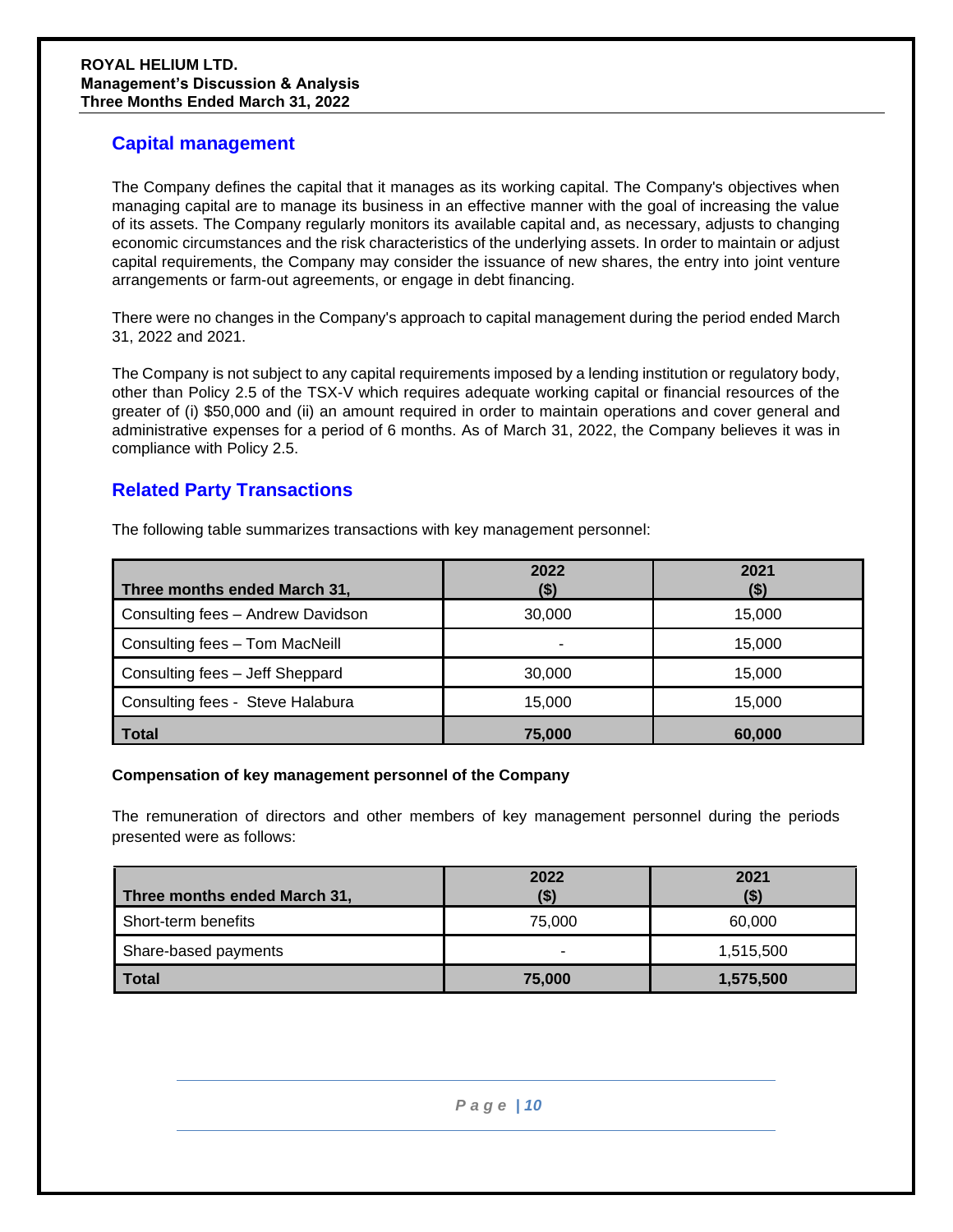## Capital management

The Company defines the capital that it manages as its working capital. The Company's objectives when managing capital are to manage its business in an effective manner with the goal of increasing the value of its assets. The Company regularly monitors its available capital and, as necessary, adjusts to changing economic circumstances and the risk characteristics of the underlying assets. In order to maintain or adjust capital requirements, the Company may consider the issuance of new shares, the entry into joint venture arrangements or farm-out agreements, or engage in debt financing.

There were no changes in the Company's approach to capital management during the period ended March 31, 2022 and 2021.

The Company is not subject to any capital requirements imposed by a lending institution or regulatory body, other than Policy 2.5 of the TSX-V which requires adequate working capital or financial resources of the greater of (i) $50,000 and (ii) an amount required in order to maintain operations and cover general and administrative expenses for a period of 6 months. As of March 31, 2022, the Company believes it was in compliance with Policy 2.5.

## Related Party Transactions

The following table summarizes transactions with key management personnel:

| Three months ended March 31, | 2022 ($) | 2021 ($) |
|---|---|---|
| Consulting fees – Andrew Davidson | 30,000 | 15,000 |
| Consulting fees – Tom MacNeill | - | 15,000 |
| Consulting fees – Jeff Sheppard | 30,000 | 15,000 |
| Consulting fees - Steve Halabura | 15,000 | 15,000 |
| **Total** | **75,000** | **60,000** |

**Compensation of key management personnel of the Company**

The remuneration of directors and other members of key management personnel during the periods presented were as follows:

| Three months ended March 31, | 2022 ($) | 2021 ($) |
|---|---|---|
| Short-term benefits | 75,000 | 60,000 |
| Share-based payments | - | 1,515,500 |
| **Total** | **75,000** | **1,575,500** |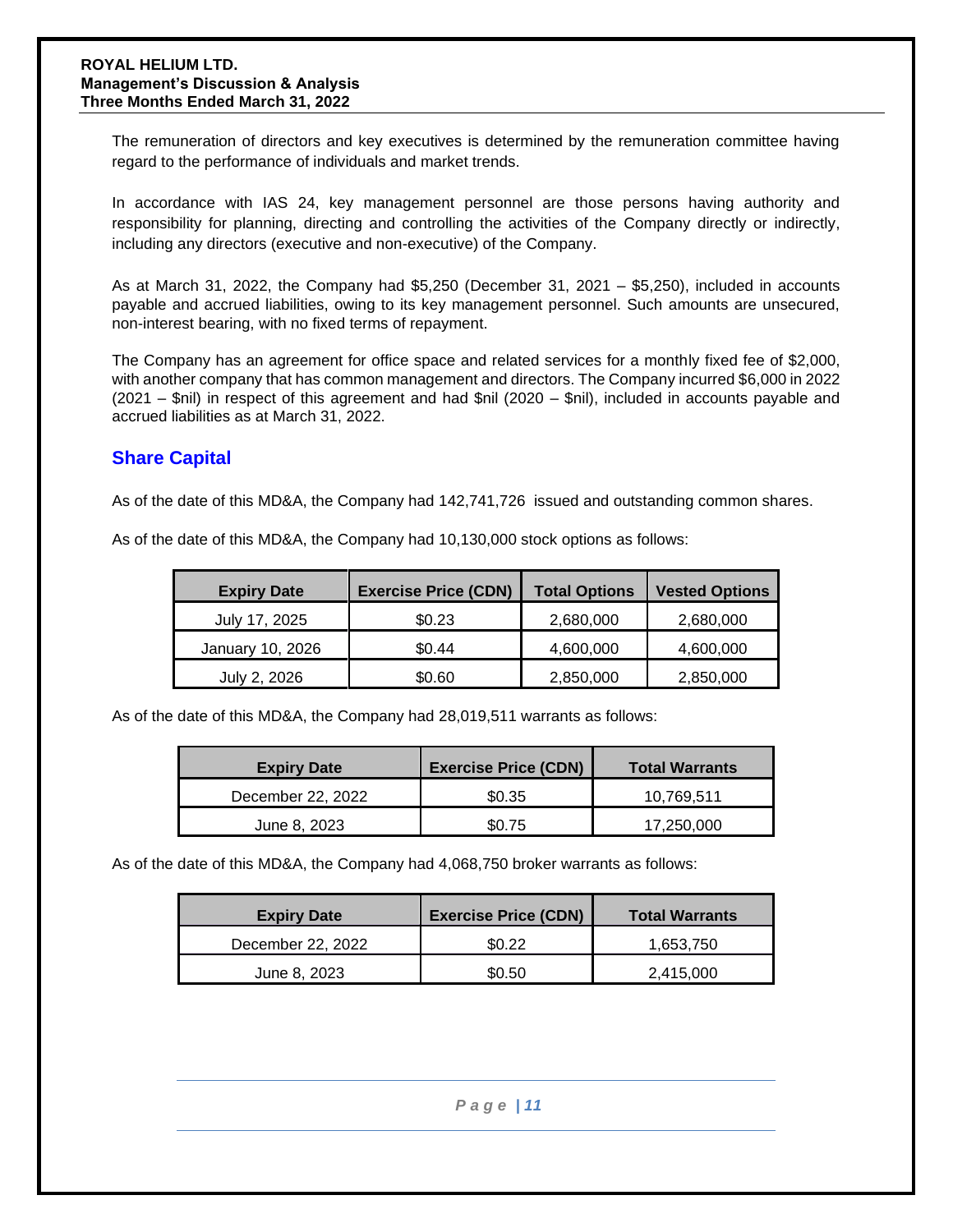The remuneration of directors and key executives is determined by the remuneration committee having regard to the performance of individuals and market trends.

In accordance with IAS 24, key management personnel are those persons having authority and responsibility for planning, directing and controlling the activities of the Company directly or indirectly, including any directors (executive and non-executive) of the Company.

As at March 31, 2022, the Company had $5,250 (December 31, 2021 – $5,250), included in accounts payable and accrued liabilities, owing to its key management personnel. Such amounts are unsecured, non-interest bearing, with no fixed terms of repayment.

The Company has an agreement for office space and related services for a monthly fixed fee of $2,000, with another company that has common management and directors. The Company incurred $6,000 in 2022 (2021 – $nil) in respect of this agreement and had $nil (2020 – $nil), included in accounts payable and accrued liabilities as at March 31, 2022.

## Share Capital

As of the date of this MD&A, the Company had 142,741,726 issued and outstanding common shares.

As of the date of this MD&A, the Company had 10,130,000 stock options as follows:

| Expiry Date | Exercise Price (CDN) | Total Options | Vested Options |
|---|---|---|---|
| July 17, 2025 | $0.23 | 2,680,000 | 2,680,000 |
| January 10, 2026 | $0.44 | 4,600,000 | 4,600,000 |
| July 2, 2026 | $0.60 | 2,850,000 | 2,850,000 |

As of the date of this MD&A, the Company had 28,019,511 warrants as follows:

| Expiry Date | Exercise Price (CDN) | Total Warrants |
|---|---|---|
| December 22, 2022 | $0.35 | 10,769,511 |
| June 8, 2023 | $0.75 | 17,250,000 |

As of the date of this MD&A, the Company had 4,068,750 broker warrants as follows:

| Expiry Date | Exercise Price (CDN) | Total Warrants |
|---|---|---|
| December 22, 2022 | $0.22 | 1,653,750 |
| June 8, 2023 | $0.50 | 2,415,000 |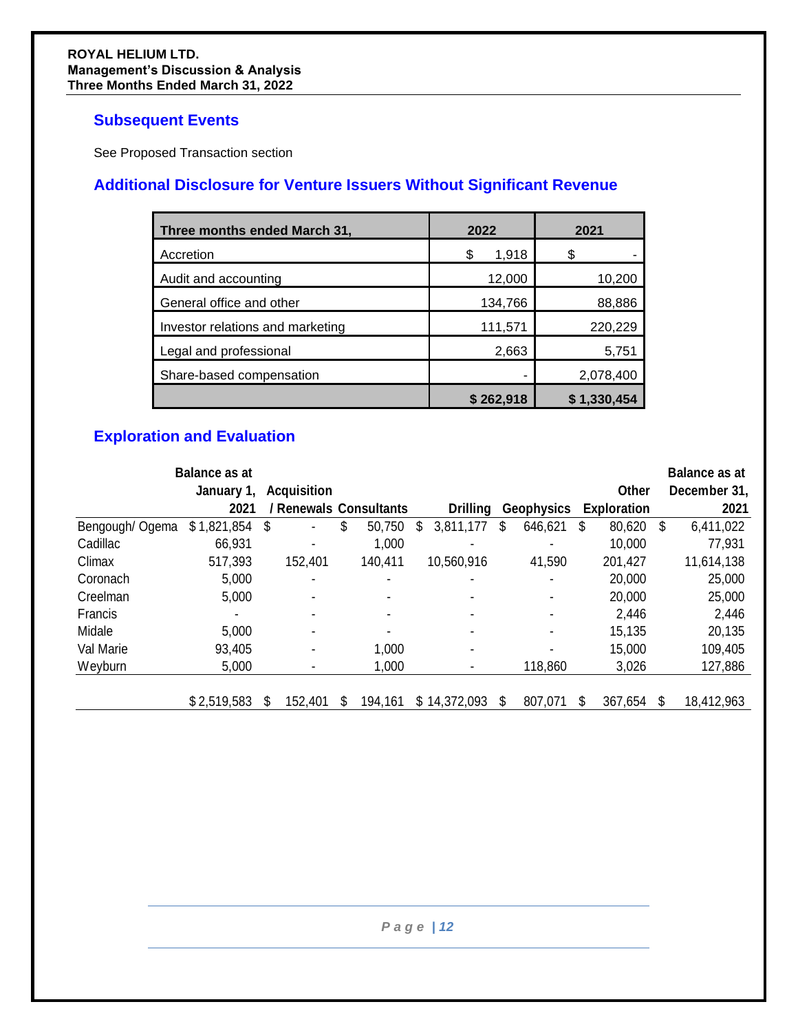## Subsequent Events

See Proposed Transaction section

## Additional Disclosure for Venture Issuers Without Significant Revenue

| Three months ended March 31, | 2022 | 2021 |
|---|---|---|
| Accretion | $ 1,918 | $ - |
| Audit and accounting | 12,000 | 10,200 |
| General office and other | 134,766 | 88,886 |
| Investor relations and marketing | 111,571 | 220,229 |
| Legal and professional | 2,663 | 5,751 |
| Share-based compensation | - | 2,078,400 |
| | **$ 262,918** | **$ 1,330,454** |

## Exploration and Evaluation

| | Balance as at January 1, 2021 | Acquisition / Renewals | Consultants | Drilling | Geophysics | Other Exploration | Balance as at December 31, 2021 |
|---|---|---|---|---|---|---|---|
| Bengough/ Ogema | $ 1,821,854 | $ - | $ 50,750 | $ 3,811,177 | $ 646,621 | $ 80,620 | $ 6,411,022 |
| Cadillac | 66,931 | - | 1,000 | - | - | 10,000 | 77,931 |
| Climax | 517,393 | 152,401 | 140,411 | 10,560,916 | 41,590 | 201,427 | 11,614,138 |
| Coronach | 5,000 | - | - | - | - | 20,000 | 25,000 |
| Creelman | 5,000 | - | - | - | - | 20,000 | 25,000 |
| Francis | - | - | - | - | - | 2,446 | 2,446 |
| Midale | 5,000 | - | - | - | - | 15,135 | 20,135 |
| Val Marie | 93,405 | - | 1,000 | - | - | 15,000 | 109,405 |
| Weyburn | 5,000 | - | 1,000 | - | 118,860 | 3,026 | 127,886 |
| | $ 2,519,583 | $ 152,401 | $ 194,161 | $ 14,372,093 | $ 807,071 | $ 367,654 | $ 18,412,963 |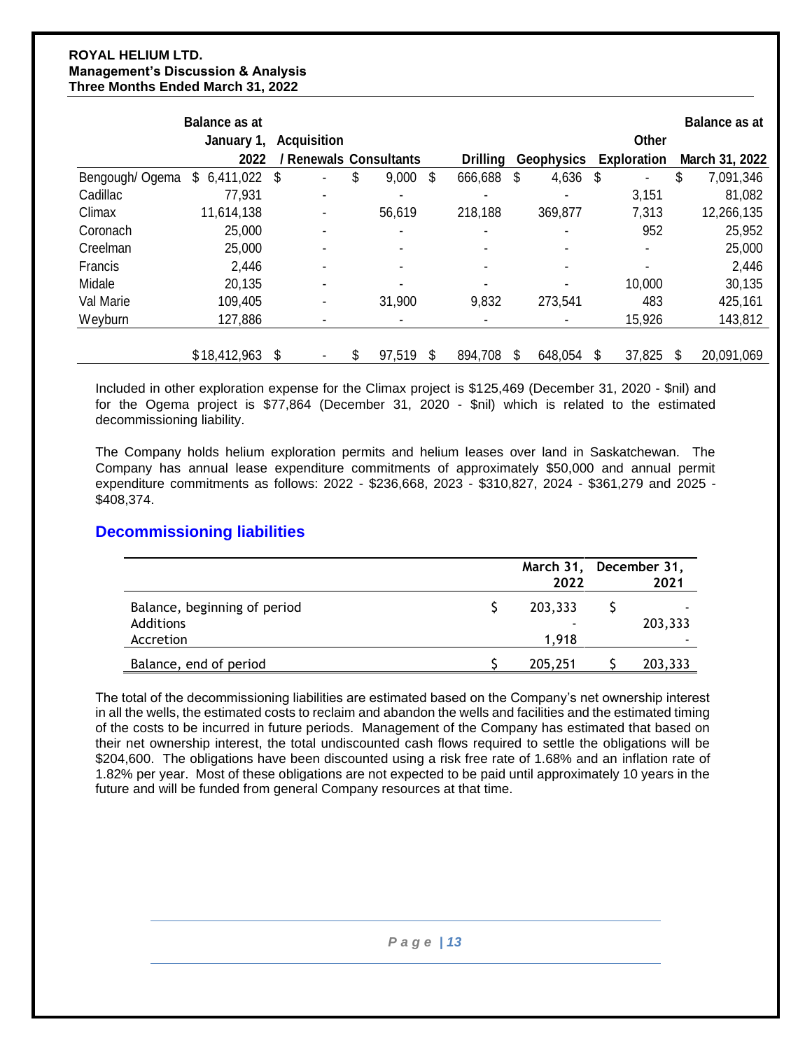| | Balance as at January 1, 2022 | Acquisition / Renewals | Consultants | Drilling | Geophysics | Other Exploration | Balance as at March 31, 2022 |
|---|---|---|---|---|---|---|---|
| Bengough/ Ogema | $ 6,411,022 | $ - | $ 9,000 | $ 666,688 | $ 4,636 | $ - | $ 7,091,346 |
| Cadillac | 77,931 | - | - | - | - | 3,151 | 81,082 |
| Climax | 11,614,138 | - | 56,619 | 218,188 | 369,877 | 7,313 | 12,266,135 |
| Coronach | 25,000 | - | - | - | - | 952 | 25,952 |
| Creelman | 25,000 | - | - | - | - | - | 25,000 |
| Francis | 2,446 | - | - | - | - | - | 2,446 |
| Midale | 20,135 | - | - | - | - | 10,000 | 30,135 |
| Val Marie | 109,405 | - | 31,900 | 9,832 | 273,541 | 483 | 425,161 |
| Weyburn | 127,886 | - | - | - | - | 15,926 | 143,812 |
| | $18,412,963 | $ - | $ 97,519 | $ 894,708 | $ 648,054 | $ 37,825 | $ 20,091,069 |

Included in other exploration expense for the Climax project is $125,469 (December 31, 2020 - $nil) and for the Ogema project is $77,864 (December 31, 2020 - $nil) which is related to the estimated decommissioning liability.

The Company holds helium exploration permits and helium leases over land in Saskatchewan. The Company has annual lease expenditure commitments of approximately $50,000 and annual permit expenditure commitments as follows: 2022 - $236,668, 2023 - $310,827, 2024 - $361,279 and 2025 - $408,374.

## Decommissioning liabilities

| | March 31, 2022 | December 31, 2021 |
|---|---|---|
| Balance, beginning of period | $ 203,333 | $ - |
| Additions | - | 203,333 |
| Accretion | 1,918 | - |
| Balance, end of period | $ 205,251 | $ 203,333 |

The total of the decommissioning liabilities are estimated based on the Company's net ownership interest in all the wells, the estimated costs to reclaim and abandon the wells and facilities and the estimated timing of the costs to be incurred in future periods. Management of the Company has estimated that based on their net ownership interest, the total undiscounted cash flows required to settle the obligations will be $204,600. The obligations have been discounted using a risk free rate of 1.68% and an inflation rate of 1.82% per year. Most of these obligations are not expected to be paid until approximately 10 years in the future and will be funded from general Company resources at that time.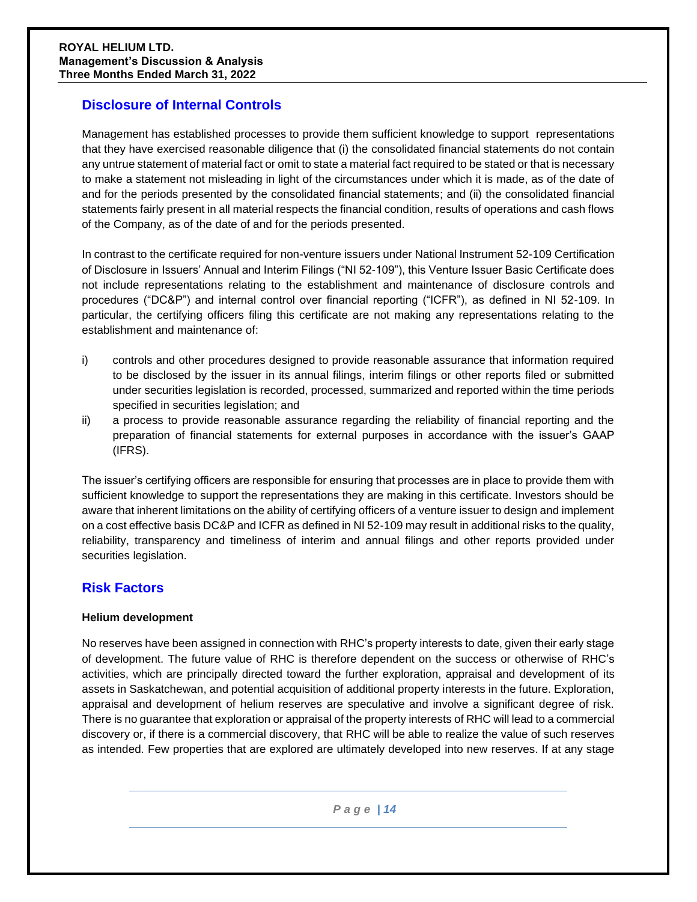## Disclosure of Internal Controls

Management has established processes to provide them sufficient knowledge to support representations that they have exercised reasonable diligence that (i) the consolidated financial statements do not contain any untrue statement of material fact or omit to state a material fact required to be stated or that is necessary to make a statement not misleading in light of the circumstances under which it is made, as of the date of and for the periods presented by the consolidated financial statements; and (ii) the consolidated financial statements fairly present in all material respects the financial condition, results of operations and cash flows of the Company, as of the date of and for the periods presented.

In contrast to the certificate required for non-venture issuers under National Instrument 52-109 Certification of Disclosure in Issuers' Annual and Interim Filings ("NI 52-109"), this Venture Issuer Basic Certificate does not include representations relating to the establishment and maintenance of disclosure controls and procedures ("DC&P") and internal control over financial reporting ("ICFR"), as defined in NI 52-109. In particular, the certifying officers filing this certificate are not making any representations relating to the establishment and maintenance of:

i) controls and other procedures designed to provide reasonable assurance that information required to be disclosed by the issuer in its annual filings, interim filings or other reports filed or submitted under securities legislation is recorded, processed, summarized and reported within the time periods specified in securities legislation; and
ii) a process to provide reasonable assurance regarding the reliability of financial reporting and the preparation of financial statements for external purposes in accordance with the issuer's GAAP (IFRS).

The issuer's certifying officers are responsible for ensuring that processes are in place to provide them with sufficient knowledge to support the representations they are making in this certificate. Investors should be aware that inherent limitations on the ability of certifying officers of a venture issuer to design and implement on a cost effective basis DC&P and ICFR as defined in NI 52-109 may result in additional risks to the quality, reliability, transparency and timeliness of interim and annual filings and other reports provided under securities legislation.

## Risk Factors

### Helium development

No reserves have been assigned in connection with RHC's property interests to date, given their early stage of development. The future value of RHC is therefore dependent on the success or otherwise of RHC's activities, which are principally directed toward the further exploration, appraisal and development of its assets in Saskatchewan, and potential acquisition of additional property interests in the future. Exploration, appraisal and development of helium reserves are speculative and involve a significant degree of risk. There is no guarantee that exploration or appraisal of the property interests of RHC will lead to a commercial discovery or, if there is a commercial discovery, that RHC will be able to realize the value of such reserves as intended. Few properties that are explored are ultimately developed into new reserves. If at any stage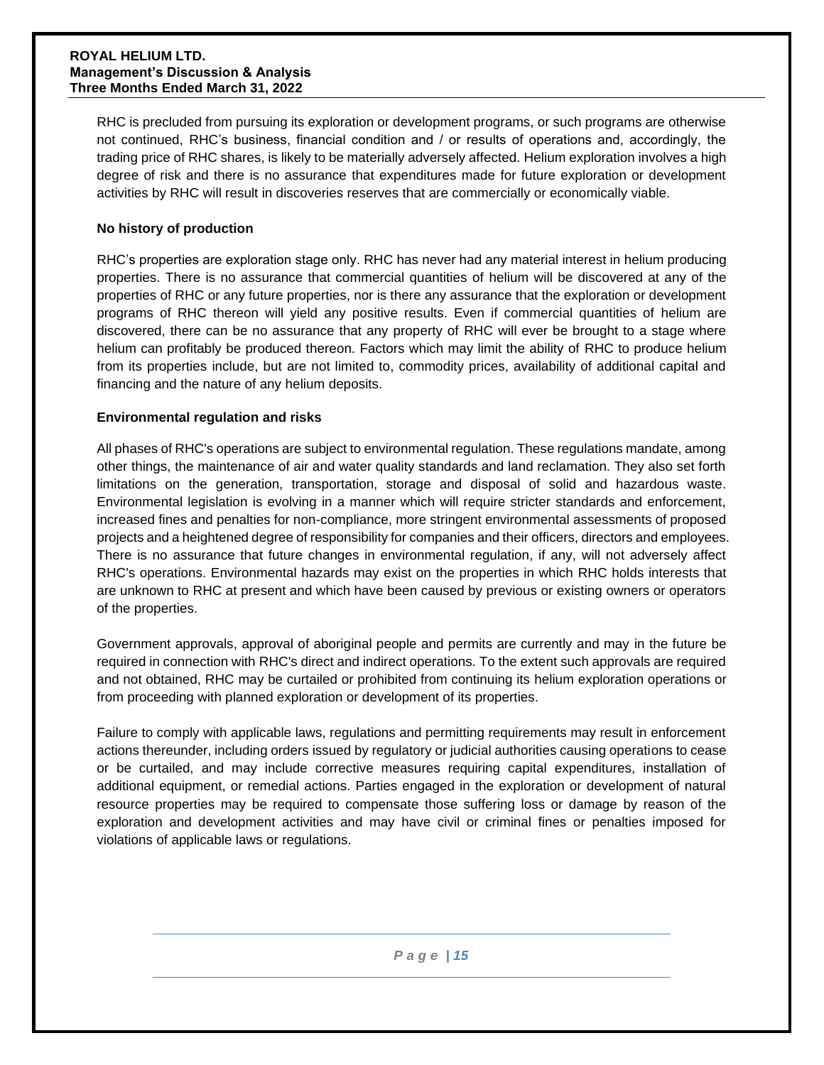RHC is precluded from pursuing its exploration or development programs, or such programs are otherwise not continued, RHC's business, financial condition and / or results of operations and, accordingly, the trading price of RHC shares, is likely to be materially adversely affected. Helium exploration involves a high degree of risk and there is no assurance that expenditures made for future exploration or development activities by RHC will result in discoveries reserves that are commercially or economically viable.

**No history of production**

RHC's properties are exploration stage only. RHC has never had any material interest in helium producing properties. There is no assurance that commercial quantities of helium will be discovered at any of the properties of RHC or any future properties, nor is there any assurance that the exploration or development programs of RHC thereon will yield any positive results. Even if commercial quantities of helium are discovered, there can be no assurance that any property of RHC will ever be brought to a stage where helium can profitably be produced thereon. Factors which may limit the ability of RHC to produce helium from its properties include, but are not limited to, commodity prices, availability of additional capital and financing and the nature of any helium deposits.

**Environmental regulation and risks**

All phases of RHC's operations are subject to environmental regulation. These regulations mandate, among other things, the maintenance of air and water quality standards and land reclamation. They also set forth limitations on the generation, transportation, storage and disposal of solid and hazardous waste. Environmental legislation is evolving in a manner which will require stricter standards and enforcement, increased fines and penalties for non-compliance, more stringent environmental assessments of proposed projects and a heightened degree of responsibility for companies and their officers, directors and employees. There is no assurance that future changes in environmental regulation, if any, will not adversely affect RHC's operations. Environmental hazards may exist on the properties in which RHC holds interests that are unknown to RHC at present and which have been caused by previous or existing owners or operators of the properties.

Government approvals, approval of aboriginal people and permits are currently and may in the future be required in connection with RHC's direct and indirect operations. To the extent such approvals are required and not obtained, RHC may be curtailed or prohibited from continuing its helium exploration operations or from proceeding with planned exploration or development of its properties.

Failure to comply with applicable laws, regulations and permitting requirements may result in enforcement actions thereunder, including orders issued by regulatory or judicial authorities causing operations to cease or be curtailed, and may include corrective measures requiring capital expenditures, installation of additional equipment, or remedial actions. Parties engaged in the exploration or development of natural resource properties may be required to compensate those suffering loss or damage by reason of the exploration and development activities and may have civil or criminal fines or penalties imposed for violations of applicable laws or regulations.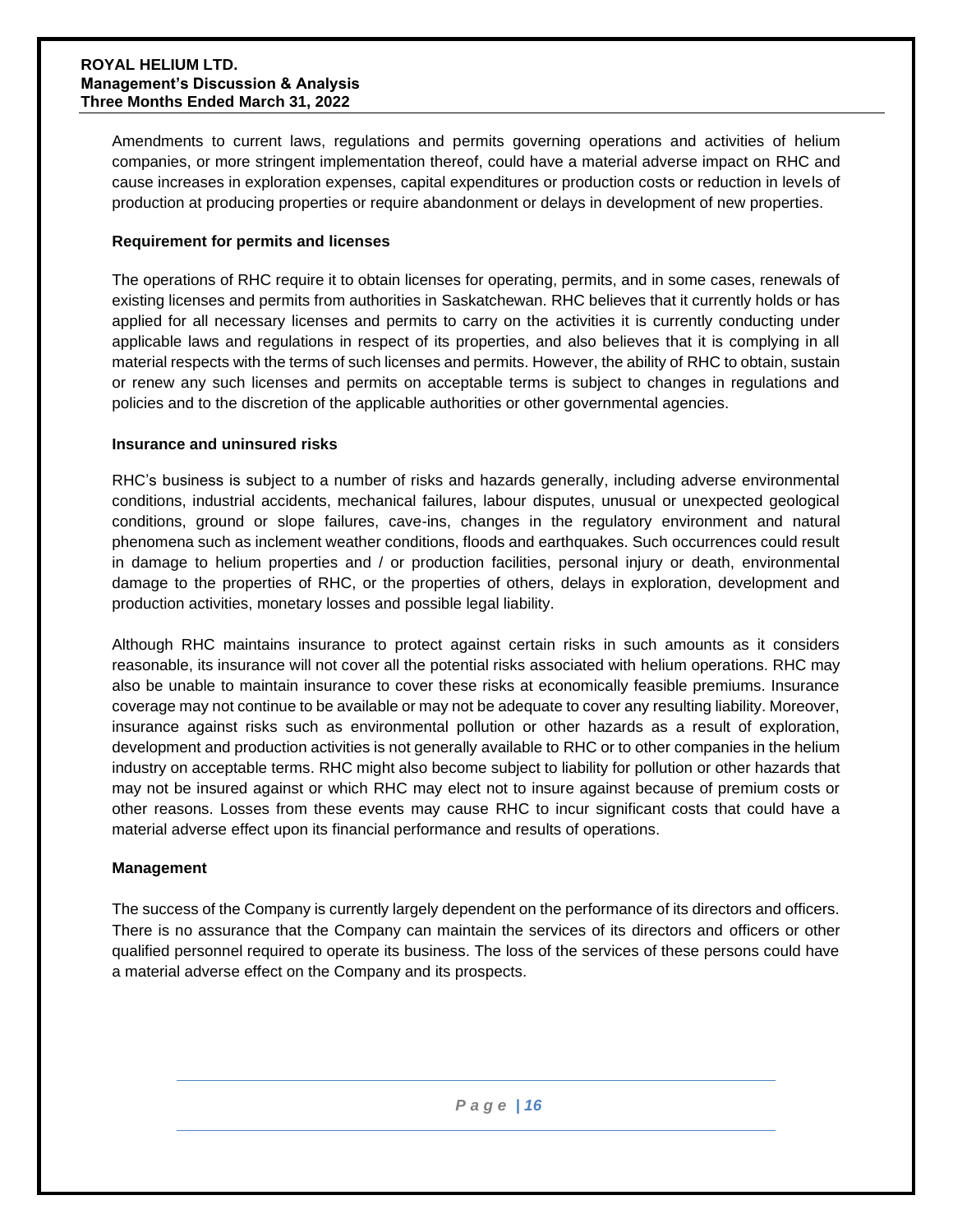Amendments to current laws, regulations and permits governing operations and activities of helium companies, or more stringent implementation thereof, could have a material adverse impact on RHC and cause increases in exploration expenses, capital expenditures or production costs or reduction in levels of production at producing properties or require abandonment or delays in development of new properties.

**Requirement for permits and licenses**

The operations of RHC require it to obtain licenses for operating, permits, and in some cases, renewals of existing licenses and permits from authorities in Saskatchewan. RHC believes that it currently holds or has applied for all necessary licenses and permits to carry on the activities it is currently conducting under applicable laws and regulations in respect of its properties, and also believes that it is complying in all material respects with the terms of such licenses and permits. However, the ability of RHC to obtain, sustain or renew any such licenses and permits on acceptable terms is subject to changes in regulations and policies and to the discretion of the applicable authorities or other governmental agencies.

**Insurance and uninsured risks**

RHC's business is subject to a number of risks and hazards generally, including adverse environmental conditions, industrial accidents, mechanical failures, labour disputes, unusual or unexpected geological conditions, ground or slope failures, cave-ins, changes in the regulatory environment and natural phenomena such as inclement weather conditions, floods and earthquakes. Such occurrences could result in damage to helium properties and / or production facilities, personal injury or death, environmental damage to the properties of RHC, or the properties of others, delays in exploration, development and production activities, monetary losses and possible legal liability.

Although RHC maintains insurance to protect against certain risks in such amounts as it considers reasonable, its insurance will not cover all the potential risks associated with helium operations. RHC may also be unable to maintain insurance to cover these risks at economically feasible premiums. Insurance coverage may not continue to be available or may not be adequate to cover any resulting liability. Moreover, insurance against risks such as environmental pollution or other hazards as a result of exploration, development and production activities is not generally available to RHC or to other companies in the helium industry on acceptable terms. RHC might also become subject to liability for pollution or other hazards that may not be insured against or which RHC may elect not to insure against because of premium costs or other reasons. Losses from these events may cause RHC to incur significant costs that could have a material adverse effect upon its financial performance and results of operations.

**Management**

The success of the Company is currently largely dependent on the performance of its directors and officers. There is no assurance that the Company can maintain the services of its directors and officers or other qualified personnel required to operate its business. The loss of the services of these persons could have a material adverse effect on the Company and its prospects.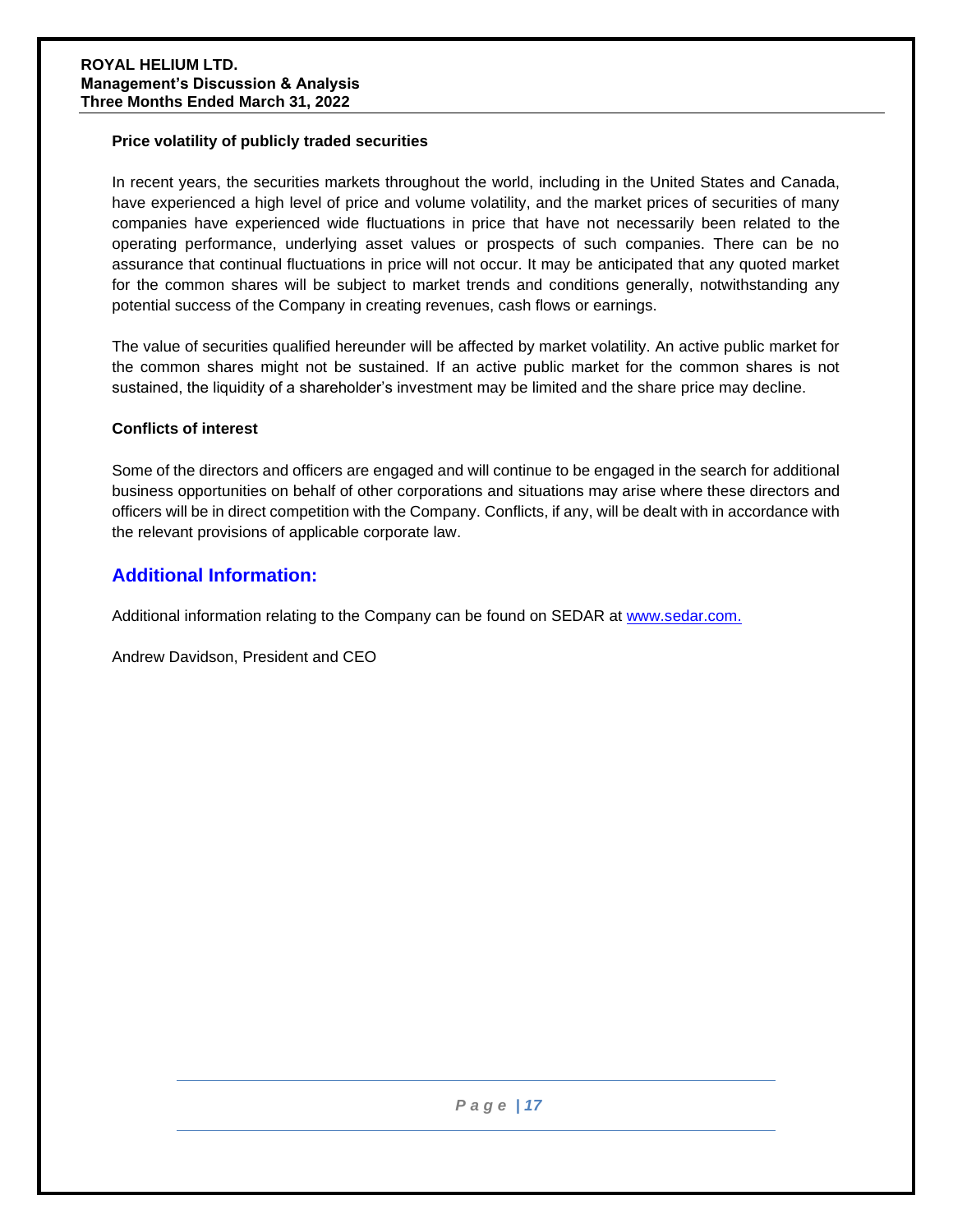#### Price volatility of publicly traded securities

In recent years, the securities markets throughout the world, including in the United States and Canada, have experienced a high level of price and volume volatility, and the market prices of securities of many companies have experienced wide fluctuations in price that have not necessarily been related to the operating performance, underlying asset values or prospects of such companies. There can be no assurance that continual fluctuations in price will not occur. It may be anticipated that any quoted market for the common shares will be subject to market trends and conditions generally, notwithstanding any potential success of the Company in creating revenues, cash flows or earnings.

The value of securities qualified hereunder will be affected by market volatility. An active public market for the common shares might not be sustained. If an active public market for the common shares is not sustained, the liquidity of a shareholder's investment may be limited and the share price may decline.

#### Conflicts of interest

Some of the directors and officers are engaged and will continue to be engaged in the search for additional business opportunities on behalf of other corporations and situations may arise where these directors and officers will be in direct competition with the Company. Conflicts, if any, will be dealt with in accordance with the relevant provisions of applicable corporate law.

## Additional Information:

Additional information relating to the Company can be found on SEDAR at www.sedar.com.

Andrew Davidson, President and CEO